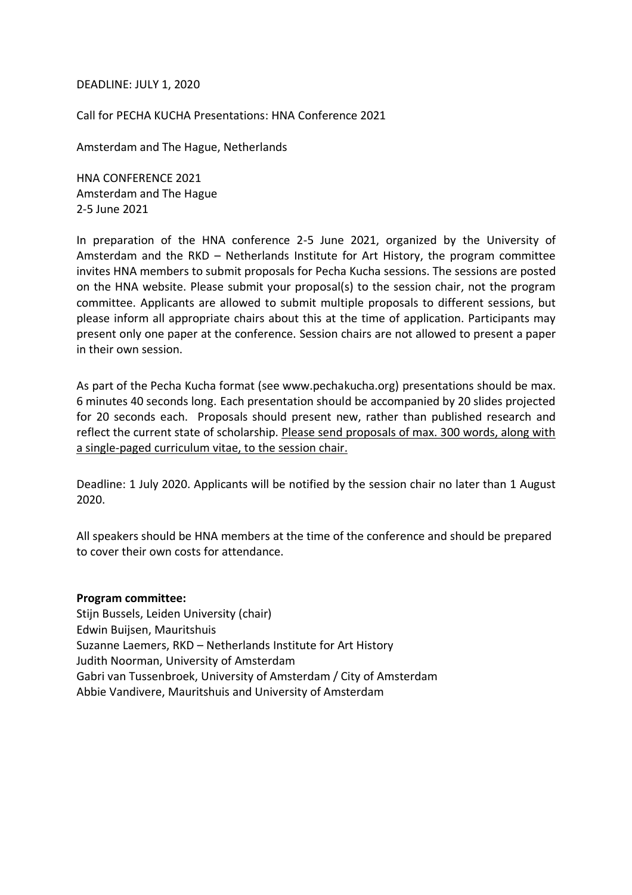DEADLINE: JULY 1, 2020

Call for PECHA KUCHA Presentations: HNA Conference 2021

Amsterdam and The Hague, Netherlands

HNA CONFERENCE 2021
Amsterdam and The Hague
2-5 June 2021

In preparation of the HNA conference 2-5 June 2021, organized by the University of Amsterdam and the RKD – Netherlands Institute for Art History, the program committee invites HNA members to submit proposals for Pecha Kucha sessions. The sessions are posted on the HNA website. Please submit your proposal(s) to the session chair, not the program committee. Applicants are allowed to submit multiple proposals to different sessions, but please inform all appropriate chairs about this at the time of application. Participants may present only one paper at the conference. Session chairs are not allowed to present a paper in their own session.

As part of the Pecha Kucha format (see www.pechakucha.org) presentations should be max. 6 minutes 40 seconds long. Each presentation should be accompanied by 20 slides projected for 20 seconds each. Proposals should present new, rather than published research and reflect the current state of scholarship. Please send proposals of max. 300 words, along with a single-paged curriculum vitae, to the session chair.

Deadline: 1 July 2020. Applicants will be notified by the session chair no later than 1 August 2020.

All speakers should be HNA members at the time of the conference and should be prepared to cover their own costs for attendance.

**Program committee:**

Stijn Bussels, Leiden University (chair)
Edwin Buijsen, Mauritshuis
Suzanne Laemers, RKD – Netherlands Institute for Art History
Judith Noorman, University of Amsterdam
Gabri van Tussenbroek, University of Amsterdam / City of Amsterdam
Abbie Vandivere, Mauritshuis and University of Amsterdam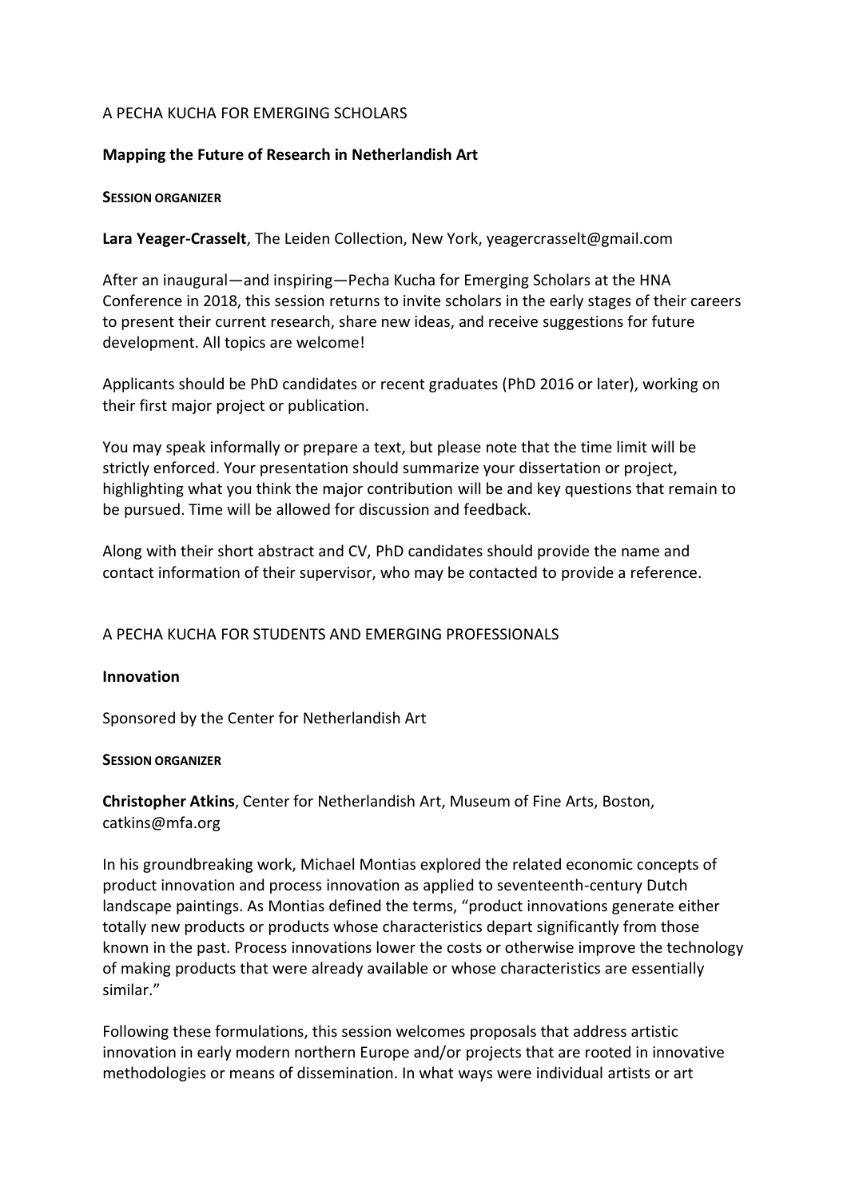A PECHA KUCHA FOR EMERGING SCHOLARS

**Mapping the Future of Research in Netherlandish Art**

**SESSION ORGANIZER**

**Lara Yeager-Crasselt**, The Leiden Collection, New York, yeagercrasselt@gmail.com

After an inaugural—and inspiring—Pecha Kucha for Emerging Scholars at the HNA Conference in 2018, this session returns to invite scholars in the early stages of their careers to present their current research, share new ideas, and receive suggestions for future development. All topics are welcome!

Applicants should be PhD candidates or recent graduates (PhD 2016 or later), working on their first major project or publication.

You may speak informally or prepare a text, but please note that the time limit will be strictly enforced. Your presentation should summarize your dissertation or project, highlighting what you think the major contribution will be and key questions that remain to be pursued. Time will be allowed for discussion and feedback.

Along with their short abstract and CV, PhD candidates should provide the name and contact information of their supervisor, who may be contacted to provide a reference.

A PECHA KUCHA FOR STUDENTS AND EMERGING PROFESSIONALS

**Innovation**

Sponsored by the Center for Netherlandish Art

**SESSION ORGANIZER**

**Christopher Atkins**, Center for Netherlandish Art, Museum of Fine Arts, Boston, catkins@mfa.org

In his groundbreaking work, Michael Montias explored the related economic concepts of product innovation and process innovation as applied to seventeenth-century Dutch landscape paintings. As Montias defined the terms, "product innovations generate either totally new products or products whose characteristics depart significantly from those known in the past. Process innovations lower the costs or otherwise improve the technology of making products that were already available or whose characteristics are essentially similar."

Following these formulations, this session welcomes proposals that address artistic innovation in early modern northern Europe and/or projects that are rooted in innovative methodologies or means of dissemination. In what ways were individual artists or art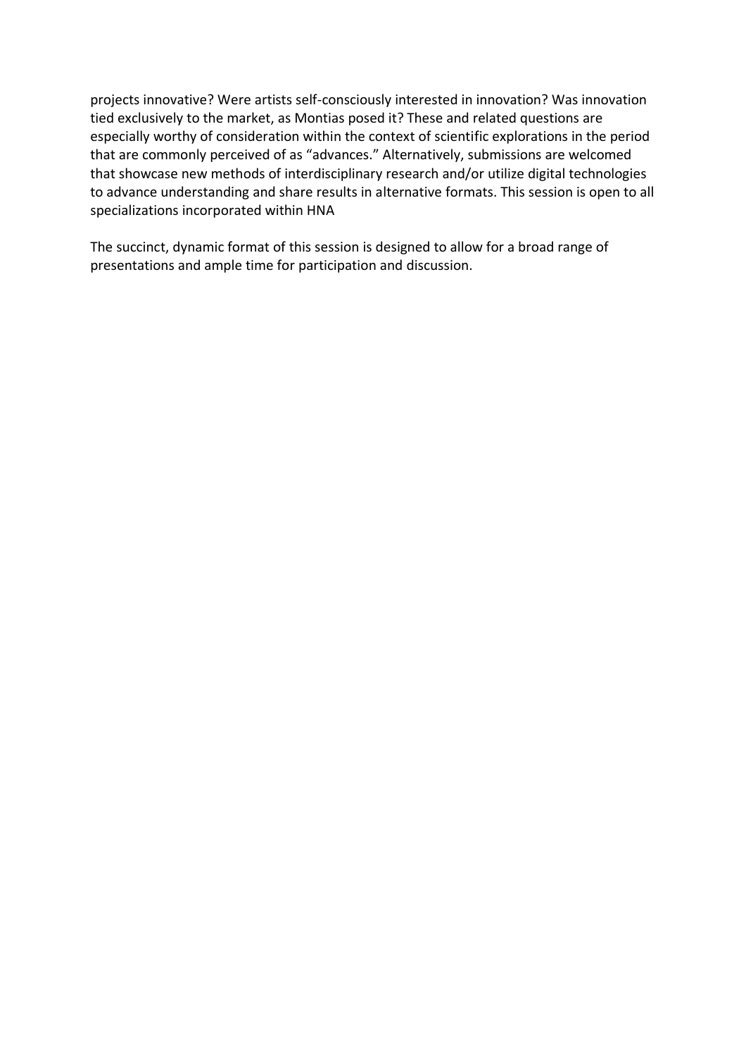projects innovative? Were artists self-consciously interested in innovation? Was innovation tied exclusively to the market, as Montias posed it? These and related questions are especially worthy of consideration within the context of scientific explorations in the period that are commonly perceived of as "advances." Alternatively, submissions are welcomed that showcase new methods of interdisciplinary research and/or utilize digital technologies to advance understanding and share results in alternative formats. This session is open to all specializations incorporated within HNA

The succinct, dynamic format of this session is designed to allow for a broad range of presentations and ample time for participation and discussion.